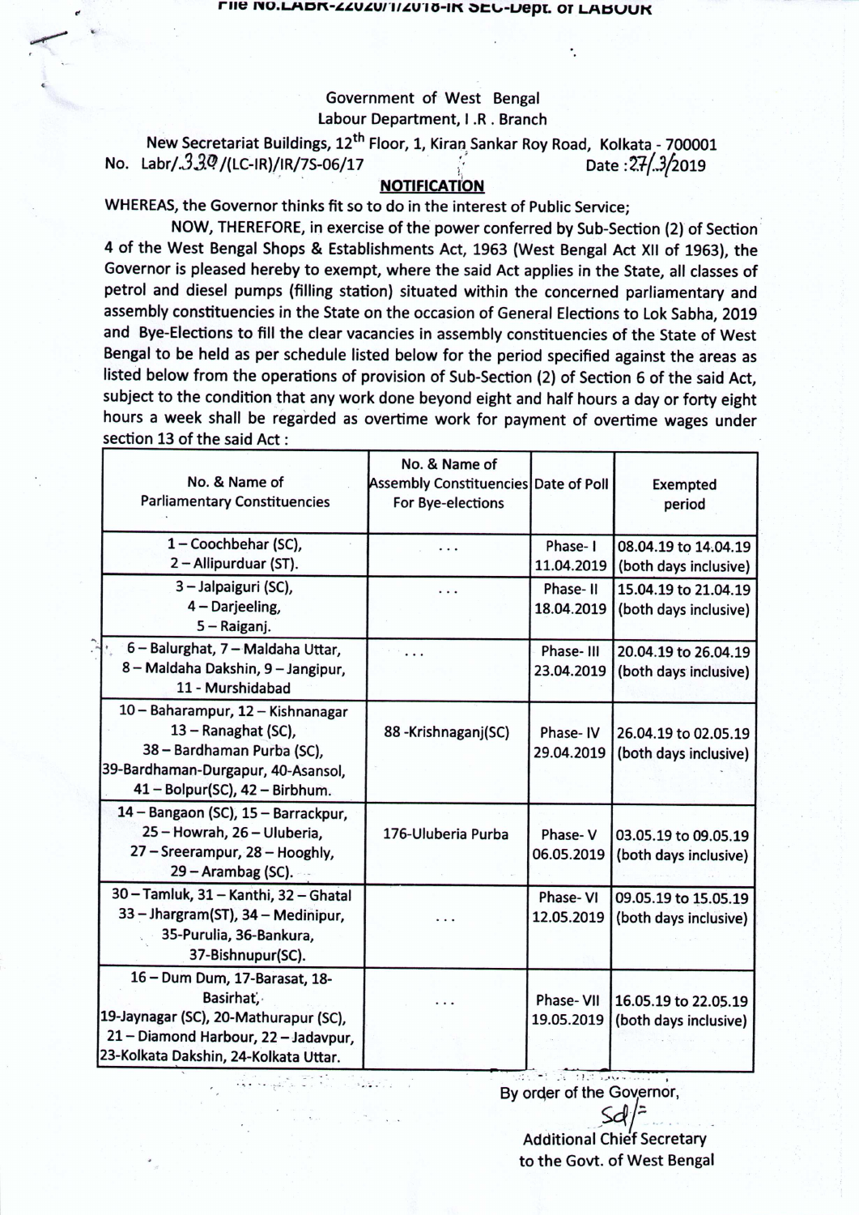File No.LABR-22020/1/2018-IR SEC-Dept. of LABOUR

Government of West Bengal
Labour Department, I .R . Branch
New Secretariat Buildings, 12th Floor, 1, Kiran Sankar Roy Road, Kolkata - 700001

No. Labr/..339/(LC-IR)/IR/7S-06/17 Date : 27/..3/2019

**NOTIFICATION**

WHEREAS, the Governor thinks fit so to do in the interest of Public Service;

NOW, THEREFORE, in exercise of the power conferred by Sub-Section (2) of Section 4 of the West Bengal Shops & Establishments Act, 1963 (West Bengal Act XII of 1963), the Governor is pleased hereby to exempt, where the said Act applies in the State, all classes of petrol and diesel pumps (filling station) situated within the concerned parliamentary and assembly constituencies in the State on the occasion of General Elections to Lok Sabha, 2019 and Bye-Elections to fill the clear vacancies in assembly constituencies of the State of West Bengal to be held as per schedule listed below for the period specified against the areas as listed below from the operations of provision of Sub-Section (2) of Section 6 of the said Act, subject to the condition that any work done beyond eight and half hours a day or forty eight hours a week shall be regarded as overtime work for payment of overtime wages under section 13 of the said Act :

| No. & Name of Parliamentary Constituencies | No. & Name of Assembly Constituencies For Bye-elections | Date of Poll | Exempted period |
|---|---|---|---|
| 1 – Coochbehar (SC), 2 – Allipurduar (ST). | ... | Phase- I 11.04.2019 | 08.04.19 to 14.04.19 (both days inclusive) |
| 3 – Jalpaiguri (SC), 4 – Darjeeling, 5 – Raiganj. | ... | Phase- II 18.04.2019 | 15.04.19 to 21.04.19 (both days inclusive) |
| 6 – Balurghat, 7 – Maldaha Uttar, 8 – Maldaha Dakshin, 9 – Jangipur, 11 - Murshidabad | ... | Phase- III 23.04.2019 | 20.04.19 to 26.04.19 (both days inclusive) |
| 10 – Baharampur, 12 – Kishnanagar 13 – Ranaghat (SC), 38 – Bardhaman Purba (SC), 39-Bardhaman-Durgapur, 40-Asansol, 41 – Bolpur(SC), 42 – Birbhum. | 88 -Krishnaganj(SC) | Phase- IV 29.04.2019 | 26.04.19 to 02.05.19 (both days inclusive) |
| 14 – Bangaon (SC), 15 – Barrackpur, 25 – Howrah, 26 – Uluberia, 27 – Sreerampur, 28 – Hooghly, 29 – Arambag (SC). | 176-Uluberia Purba | Phase- V 06.05.2019 | 03.05.19 to 09.05.19 (both days inclusive) |
| 30 – Tamluk, 31 – Kanthi, 32 – Ghatal 33 – Jhargram(ST), 34 – Medinipur, 35-Purulia, 36-Bankura, 37-Bishnupur(SC). | ... | Phase- VI 12.05.2019 | 09.05.19 to 15.05.19 (both days inclusive) |
| 16 – Dum Dum, 17-Barasat, 18-Basirhat, 19-Jaynagar (SC), 20-Mathurapur (SC), 21 – Diamond Harbour, 22 – Jadavpur, 23-Kolkata Dakshin, 24-Kolkata Uttar. | ... | Phase- VII 19.05.2019 | 16.05.19 to 22.05.19 (both days inclusive) |

By order of the Governor,

Sd/-

Additional Chief Secretary
to the Govt. of West Bengal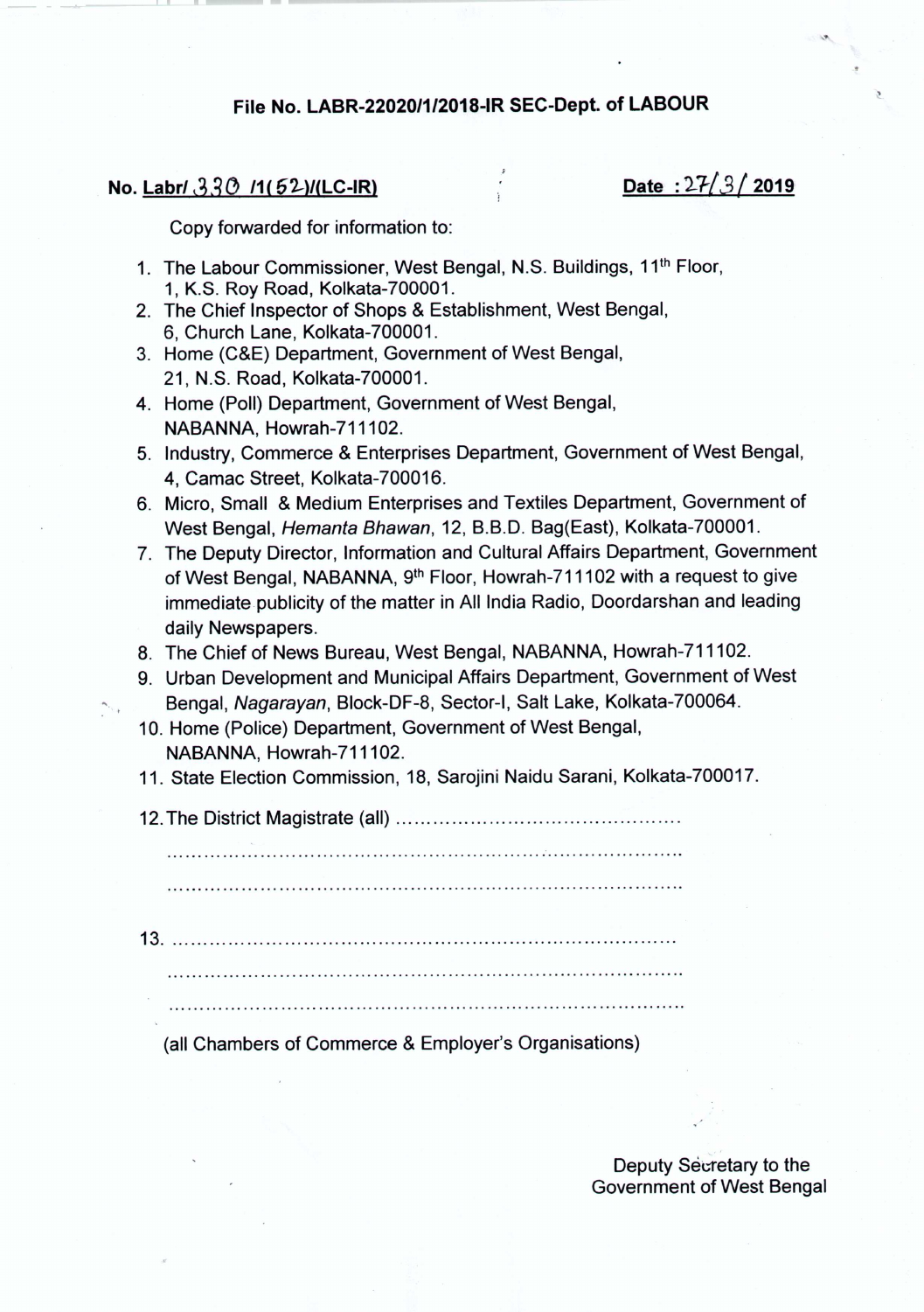**File No. LABR-22020/1/2018-IR SEC-Dept. of LABOUR**

**No. Labr/ 330 /1(52)/(LC-IR)** **Date : 27/3/ 2019**

Copy forwarded for information to:

1. The Labour Commissioner, West Bengal, N.S. Buildings, 11th Floor, 1, K.S. Roy Road, Kolkata-700001.
2. The Chief Inspector of Shops & Establishment, West Bengal, 6, Church Lane, Kolkata-700001.
3. Home (C&E) Department, Government of West Bengal, 21, N.S. Road, Kolkata-700001.
4. Home (Poll) Department, Government of West Bengal, NABANNA, Howrah-711102.
5. Industry, Commerce & Enterprises Department, Government of West Bengal, 4, Camac Street, Kolkata-700016.
6. Micro, Small & Medium Enterprises and Textiles Department, Government of West Bengal, *Hemanta Bhawan*, 12, B.B.D. Bag(East), Kolkata-700001.
7. The Deputy Director, Information and Cultural Affairs Department, Government of West Bengal, NABANNA, 9th Floor, Howrah-711102 with a request to give immediate publicity of the matter in All India Radio, Doordarshan and leading daily Newspapers.
8. The Chief of News Bureau, West Bengal, NABANNA, Howrah-711102.
9. Urban Development and Municipal Affairs Department, Government of West Bengal, *Nagarayan*, Block-DF-8, Sector-I, Salt Lake, Kolkata-700064.
10. Home (Police) Department, Government of West Bengal, NABANNA, Howrah-711102.
11. State Election Commission, 18, Sarojini Naidu Sarani, Kolkata-700017.
12. The District Magistrate (all) ............................................
    ...............................................................................
    ...............................................................................
13. ...............................................................................
    ...............................................................................
    ...............................................................................

(all Chambers of Commerce & Employer's Organisations)

Deputy Secretary to the
Government of West Bengal